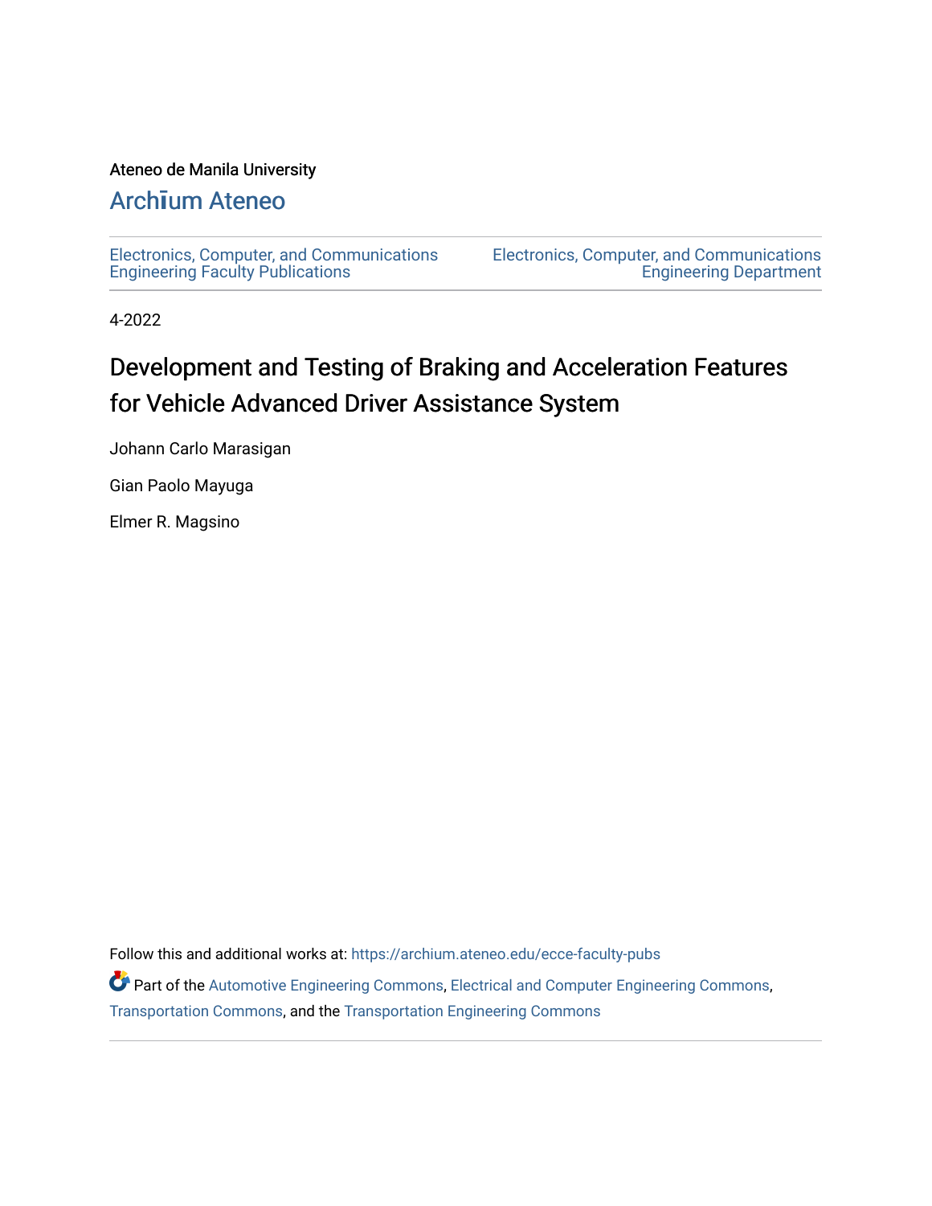Ateneo de Manila University

# Archīum Ateneo

Electronics, Computer, and Communications Engineering Faculty Publications

Electronics, Computer, and Communications Engineering Department

4-2022

# Development and Testing of Braking and Acceleration Features for Vehicle Advanced Driver Assistance System

Johann Carlo Marasigan

Gian Paolo Mayuga

Elmer R. Magsino

Follow this and additional works at: https://archium.ateneo.edu/ecce-faculty-pubs

Part of the Automotive Engineering Commons, Electrical and Computer Engineering Commons, Transportation Commons, and the Transportation Engineering Commons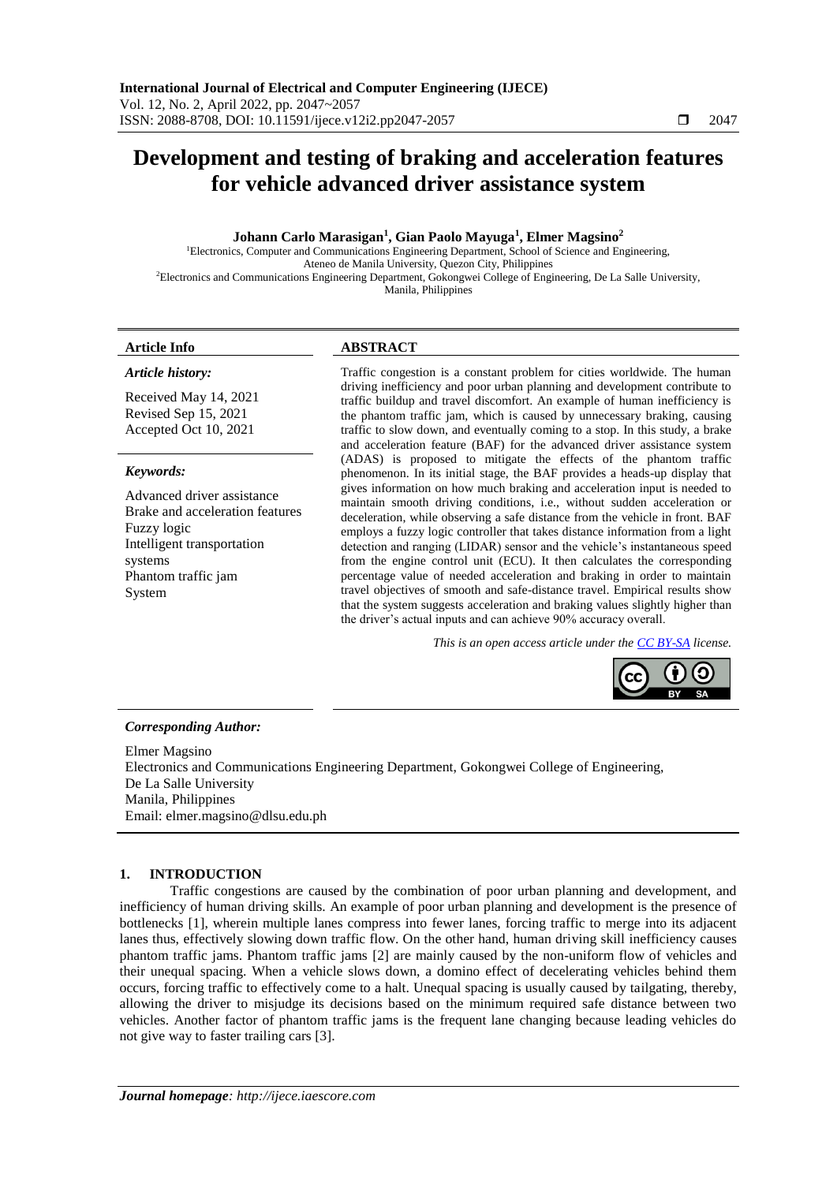# Development and testing of braking and acceleration features for vehicle advanced driver assistance system

**Johann Carlo Marasigan[1], Gian Paolo Mayuga[1], Elmer Magsino[2]**

[1]Electronics, Computer and Communications Engineering Department, School of Science and Engineering, Ateneo de Manila University, Quezon City, Philippines
[2]Electronics and Communications Engineering Department, Gokongwei College of Engineering, De La Salle University, Manila, Philippines

| **Article Info** | **ABSTRACT** |
|---|---|

***Article history:***

Received May 14, 2021
Revised Sep 15, 2021
Accepted Oct 10, 2021

***Keywords:***

Advanced driver assistance
Brake and acceleration features
Fuzzy logic
Intelligent transportation systems
Phantom traffic jam
System

**ABSTRACT**

Traffic congestion is a constant problem for cities worldwide. The human driving inefficiency and poor urban planning and development contribute to traffic buildup and travel discomfort. An example of human inefficiency is the phantom traffic jam, which is caused by unnecessary braking, causing traffic to slow down, and eventually coming to a stop. In this study, a brake and acceleration feature (BAF) for the advanced driver assistance system (ADAS) is proposed to mitigate the effects of the phantom traffic phenomenon. In its initial stage, the BAF provides a heads-up display that gives information on how much braking and acceleration input is needed to maintain smooth driving conditions, i.e., without sudden acceleration or deceleration, while observing a safe distance from the vehicle in front. BAF employs a fuzzy logic controller that takes distance information from a light detection and ranging (LIDAR) sensor and the vehicle's instantaneous speed from the engine control unit (ECU). It then calculates the corresponding percentage value of needed acceleration and braking in order to maintain travel objectives of smooth and safe-distance travel. Empirical results show that the system suggests acceleration and braking values slightly higher than the driver's actual inputs and can achieve 90% accuracy overall.

*This is an open access article under the CC BY-SA license.*

***Corresponding Author:***

Elmer Magsino
Electronics and Communications Engineering Department, Gokongwei College of Engineering,
De La Salle University
Manila, Philippines
Email: elmer.magsino@dlsu.edu.ph

## 1. INTRODUCTION

Traffic congestions are caused by the combination of poor urban planning and development, and inefficiency of human driving skills. An example of poor urban planning and development is the presence of bottlenecks [1], wherein multiple lanes compress into fewer lanes, forcing traffic to merge into its adjacent lanes thus, effectively slowing down traffic flow. On the other hand, human driving skill inefficiency causes phantom traffic jams. Phantom traffic jams [2] are mainly caused by the non-uniform flow of vehicles and their unequal spacing. When a vehicle slows down, a domino effect of decelerating vehicles behind them occurs, forcing traffic to effectively come to a halt. Unequal spacing is usually caused by tailgating, thereby, allowing the driver to misjudge its decisions based on the minimum required safe distance between two vehicles. Another factor of phantom traffic jams is the frequent lane changing because leading vehicles do not give way to faster trailing cars [3].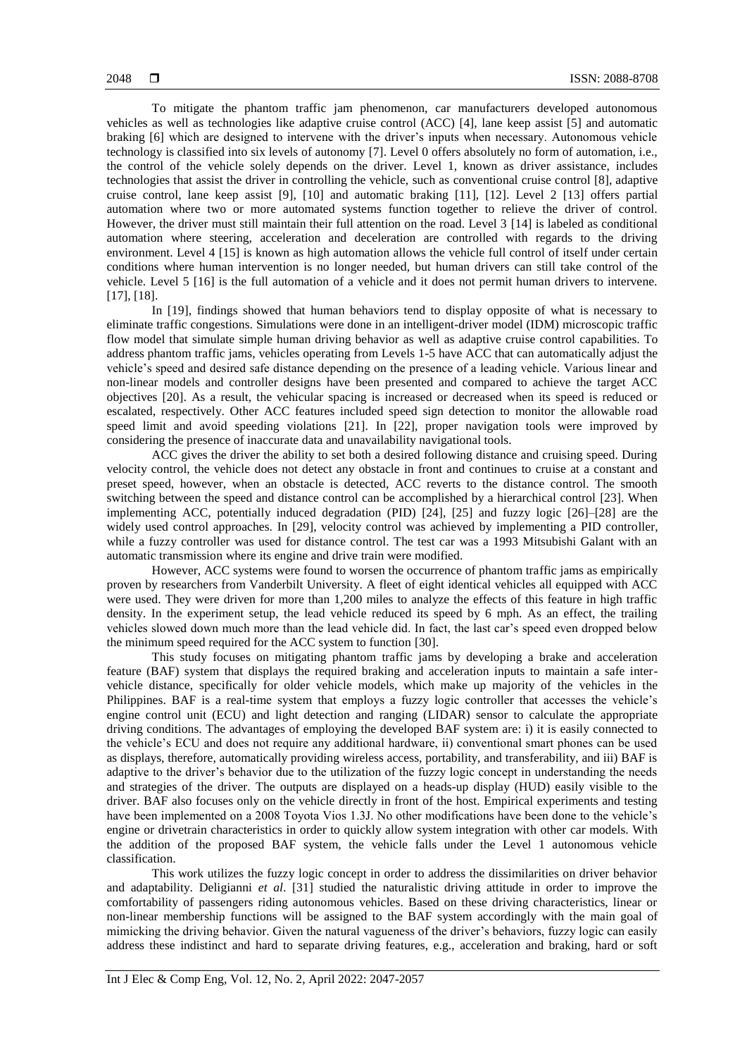To mitigate the phantom traffic jam phenomenon, car manufacturers developed autonomous vehicles as well as technologies like adaptive cruise control (ACC) [4], lane keep assist [5] and automatic braking [6] which are designed to intervene with the driver's inputs when necessary. Autonomous vehicle technology is classified into six levels of autonomy [7]. Level 0 offers absolutely no form of automation, i.e., the control of the vehicle solely depends on the driver. Level 1, known as driver assistance, includes technologies that assist the driver in controlling the vehicle, such as conventional cruise control [8], adaptive cruise control, lane keep assist [9], [10] and automatic braking [11], [12]. Level 2 [13] offers partial automation where two or more automated systems function together to relieve the driver of control. However, the driver must still maintain their full attention on the road. Level 3 [14] is labeled as conditional automation where steering, acceleration and deceleration are controlled with regards to the driving environment. Level 4 [15] is known as high automation allows the vehicle full control of itself under certain conditions where human intervention is no longer needed, but human drivers can still take control of the vehicle. Level 5 [16] is the full automation of a vehicle and it does not permit human drivers to intervene. [17], [18].

In [19], findings showed that human behaviors tend to display opposite of what is necessary to eliminate traffic congestions. Simulations were done in an intelligent-driver model (IDM) microscopic traffic flow model that simulate simple human driving behavior as well as adaptive cruise control capabilities. To address phantom traffic jams, vehicles operating from Levels 1-5 have ACC that can automatically adjust the vehicle's speed and desired safe distance depending on the presence of a leading vehicle. Various linear and non-linear models and controller designs have been presented and compared to achieve the target ACC objectives [20]. As a result, the vehicular spacing is increased or decreased when its speed is reduced or escalated, respectively. Other ACC features included speed sign detection to monitor the allowable road speed limit and avoid speeding violations [21]. In [22], proper navigation tools were improved by considering the presence of inaccurate data and unavailability navigational tools.

ACC gives the driver the ability to set both a desired following distance and cruising speed. During velocity control, the vehicle does not detect any obstacle in front and continues to cruise at a constant and preset speed, however, when an obstacle is detected, ACC reverts to the distance control. The smooth switching between the speed and distance control can be accomplished by a hierarchical control [23]. When implementing ACC, potentially induced degradation (PID) [24], [25] and fuzzy logic [26]–[28] are the widely used control approaches. In [29], velocity control was achieved by implementing a PID controller, while a fuzzy controller was used for distance control. The test car was a 1993 Mitsubishi Galant with an automatic transmission where its engine and drive train were modified.

However, ACC systems were found to worsen the occurrence of phantom traffic jams as empirically proven by researchers from Vanderbilt University. A fleet of eight identical vehicles all equipped with ACC were used. They were driven for more than 1,200 miles to analyze the effects of this feature in high traffic density. In the experiment setup, the lead vehicle reduced its speed by 6 mph. As an effect, the trailing vehicles slowed down much more than the lead vehicle did. In fact, the last car's speed even dropped below the minimum speed required for the ACC system to function [30].

This study focuses on mitigating phantom traffic jams by developing a brake and acceleration feature (BAF) system that displays the required braking and acceleration inputs to maintain a safe inter-vehicle distance, specifically for older vehicle models, which make up majority of the vehicles in the Philippines. BAF is a real-time system that employs a fuzzy logic controller that accesses the vehicle's engine control unit (ECU) and light detection and ranging (LIDAR) sensor to calculate the appropriate driving conditions. The advantages of employing the developed BAF system are: i) it is easily connected to the vehicle's ECU and does not require any additional hardware, ii) conventional smart phones can be used as displays, therefore, automatically providing wireless access, portability, and transferability, and iii) BAF is adaptive to the driver's behavior due to the utilization of the fuzzy logic concept in understanding the needs and strategies of the driver. The outputs are displayed on a heads-up display (HUD) easily visible to the driver. BAF also focuses only on the vehicle directly in front of the host. Empirical experiments and testing have been implemented on a 2008 Toyota Vios 1.3J. No other modifications have been done to the vehicle's engine or drivetrain characteristics in order to quickly allow system integration with other car models. With the addition of the proposed BAF system, the vehicle falls under the Level 1 autonomous vehicle classification.

This work utilizes the fuzzy logic concept in order to address the dissimilarities on driver behavior and adaptability. Deligianni *et al*. [31] studied the naturalistic driving attitude in order to improve the comfortability of passengers riding autonomous vehicles. Based on these driving characteristics, linear or non-linear membership functions will be assigned to the BAF system accordingly with the main goal of mimicking the driving behavior. Given the natural vagueness of the driver's behaviors, fuzzy logic can easily address these indistinct and hard to separate driving features, e.g., acceleration and braking, hard or soft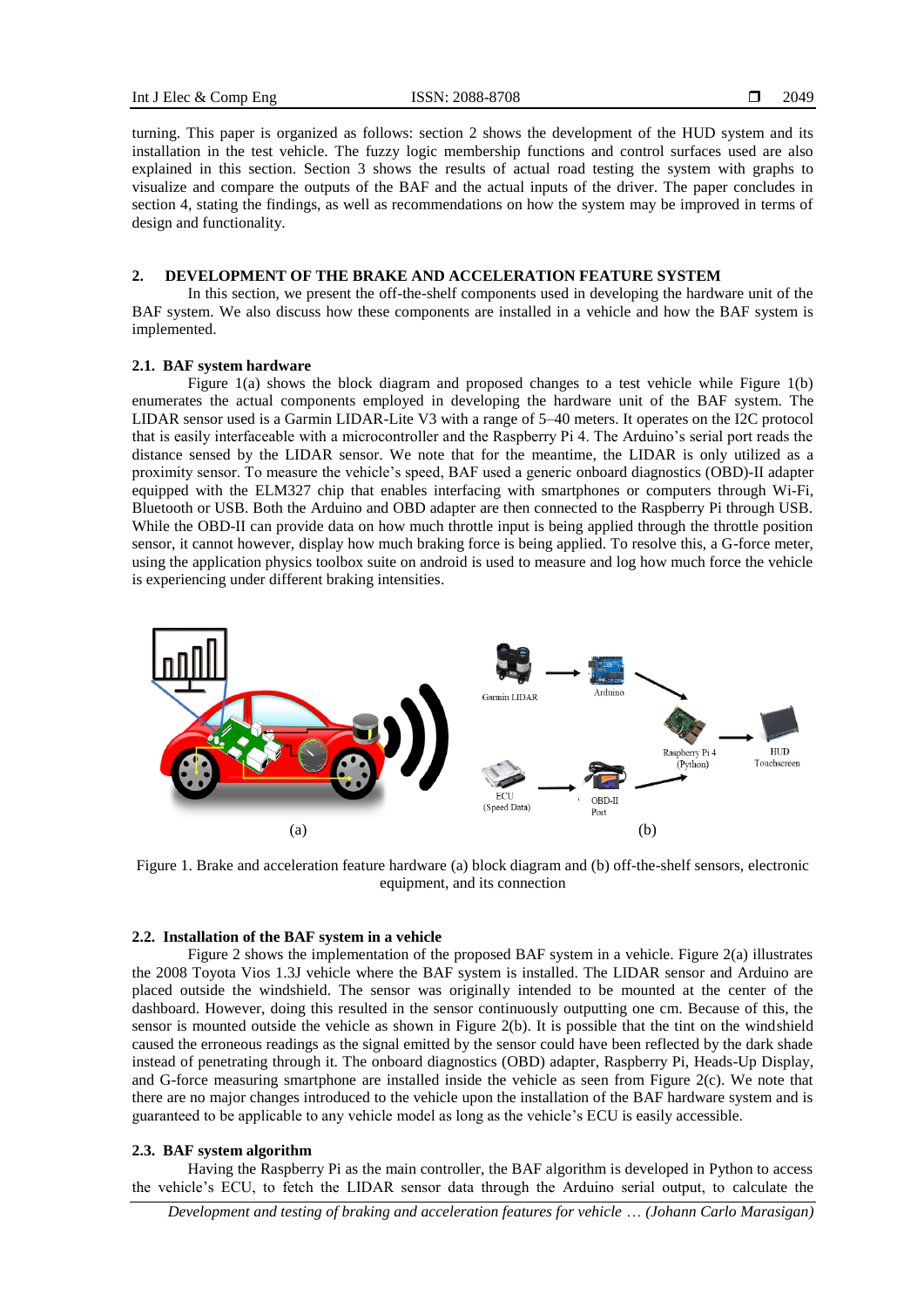turning. This paper is organized as follows: section 2 shows the development of the HUD system and its installation in the test vehicle. The fuzzy logic membership functions and control surfaces used are also explained in this section. Section 3 shows the results of actual road testing the system with graphs to visualize and compare the outputs of the BAF and the actual inputs of the driver. The paper concludes in section 4, stating the findings, as well as recommendations on how the system may be improved in terms of design and functionality.

## 2. DEVELOPMENT OF THE BRAKE AND ACCELERATION FEATURE SYSTEM

In this section, we present the off-the-shelf components used in developing the hardware unit of the BAF system. We also discuss how these components are installed in a vehicle and how the BAF system is implemented.

### 2.1. BAF system hardware

Figure 1(a) shows the block diagram and proposed changes to a test vehicle while Figure 1(b) enumerates the actual components employed in developing the hardware unit of the BAF system. The LIDAR sensor used is a Garmin LIDAR-Lite V3 with a range of 5–40 meters. It operates on the I2C protocol that is easily interfaceable with a microcontroller and the Raspberry Pi 4. The Arduino's serial port reads the distance sensed by the LIDAR sensor. We note that for the meantime, the LIDAR is only utilized as a proximity sensor. To measure the vehicle's speed, BAF used a generic onboard diagnostics (OBD)-II adapter equipped with the ELM327 chip that enables interfacing with smartphones or computers through Wi-Fi, Bluetooth or USB. Both the Arduino and OBD adapter are then connected to the Raspberry Pi through USB. While the OBD-II can provide data on how much throttle input is being applied through the throttle position sensor, it cannot however, display how much braking force is being applied. To resolve this, a G-force meter, using the application physics toolbox suite on android is used to measure and log how much force the vehicle is experiencing under different braking intensities.

Figure 1. Brake and acceleration feature hardware (a) block diagram and (b) off-the-shelf sensors, electronic equipment, and its connection

### 2.2. Installation of the BAF system in a vehicle

Figure 2 shows the implementation of the proposed BAF system in a vehicle. Figure 2(a) illustrates the 2008 Toyota Vios 1.3J vehicle where the BAF system is installed. The LIDAR sensor and Arduino are placed outside the windshield. The sensor was originally intended to be mounted at the center of the dashboard. However, doing this resulted in the sensor continuously outputting one cm. Because of this, the sensor is mounted outside the vehicle as shown in Figure 2(b). It is possible that the tint on the windshield caused the erroneous readings as the signal emitted by the sensor could have been reflected by the dark shade instead of penetrating through it. The onboard diagnostics (OBD) adapter, Raspberry Pi, Heads-Up Display, and G-force measuring smartphone are installed inside the vehicle as seen from Figure 2(c). We note that there are no major changes introduced to the vehicle upon the installation of the BAF hardware system and is guaranteed to be applicable to any vehicle model as long as the vehicle's ECU is easily accessible.

### 2.3. BAF system algorithm

Having the Raspberry Pi as the main controller, the BAF algorithm is developed in Python to access the vehicle's ECU, to fetch the LIDAR sensor data through the Arduino serial output, to calculate the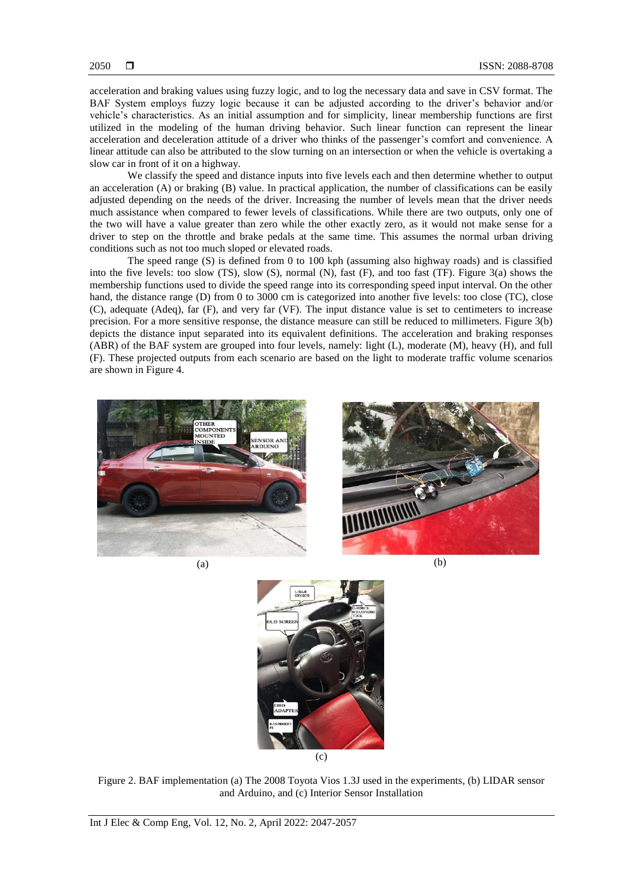acceleration and braking values using fuzzy logic, and to log the necessary data and save in CSV format. The BAF System employs fuzzy logic because it can be adjusted according to the driver's behavior and/or vehicle's characteristics. As an initial assumption and for simplicity, linear membership functions are first utilized in the modeling of the human driving behavior. Such linear function can represent the linear acceleration and deceleration attitude of a driver who thinks of the passenger's comfort and convenience. A linear attitude can also be attributed to the slow turning on an intersection or when the vehicle is overtaking a slow car in front of it on a highway.

We classify the speed and distance inputs into five levels each and then determine whether to output an acceleration (A) or braking (B) value. In practical application, the number of classifications can be easily adjusted depending on the needs of the driver. Increasing the number of levels mean that the driver needs much assistance when compared to fewer levels of classifications. While there are two outputs, only one of the two will have a value greater than zero while the other exactly zero, as it would not make sense for a driver to step on the throttle and brake pedals at the same time. This assumes the normal urban driving conditions such as not too much sloped or elevated roads.

The speed range (S) is defined from 0 to 100 kph (assuming also highway roads) and is classified into the five levels: too slow (TS), slow (S), normal (N), fast (F), and too fast (TF). Figure 3(a) shows the membership functions used to divide the speed range into its corresponding speed input interval. On the other hand, the distance range (D) from 0 to 3000 cm is categorized into another five levels: too close (TC), close (C), adequate (Adeq), far (F), and very far (VF). The input distance value is set to centimeters to increase precision. For a more sensitive response, the distance measure can still be reduced to millimeters. Figure 3(b) depicts the distance input separated into its equivalent definitions. The acceleration and braking responses (ABR) of the BAF system are grouped into four levels, namely: light (L), moderate (M), heavy (H), and full (F). These projected outputs from each scenario are based on the light to moderate traffic volume scenarios are shown in Figure 4.

(a)

(b)

(c)

Figure 2. BAF implementation (a) The 2008 Toyota Vios 1.3J used in the experiments, (b) LIDAR sensor and Arduino, and (c) Interior Sensor Installation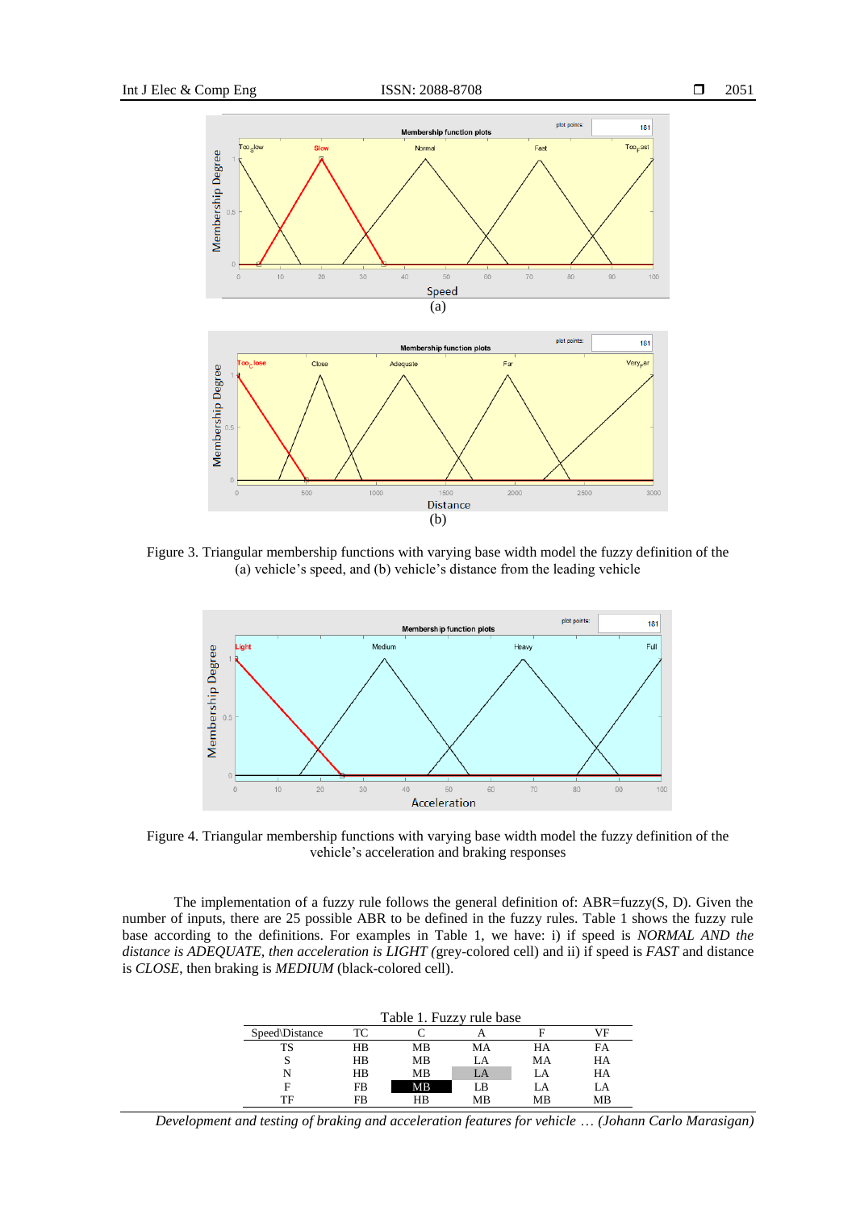Figure 3. Triangular membership functions with varying base width model the fuzzy definition of the (a) vehicle's speed, and (b) vehicle's distance from the leading vehicle

Figure 4. Triangular membership functions with varying base width model the fuzzy definition of the vehicle's acceleration and braking responses

The implementation of a fuzzy rule follows the general definition of: ABR=fuzzy(S, D). Given the number of inputs, there are 25 possible ABR to be defined in the fuzzy rules. Table 1 shows the fuzzy rule base according to the definitions. For examples in Table 1, we have: i) if speed is *NORMAL AND the distance is ADEQUATE, then acceleration is LIGHT (*grey-colored cell) and ii) if speed is *FAST* and distance is *CLOSE*, then braking is *MEDIUM* (black-colored cell).

Table 1. Fuzzy rule base

| Speed\Distance | TC | C | A | F | VF |
|---|---|---|---|---|---|
| TS | HB | MB | MA | HA | FA |
| S | HB | MB | LA | MA | HA |
| N | HB | MB | LA | LA | HA |
| F | FB | MB | LB | LA | LA |
| TF | FB | HB | MB | MB | MB |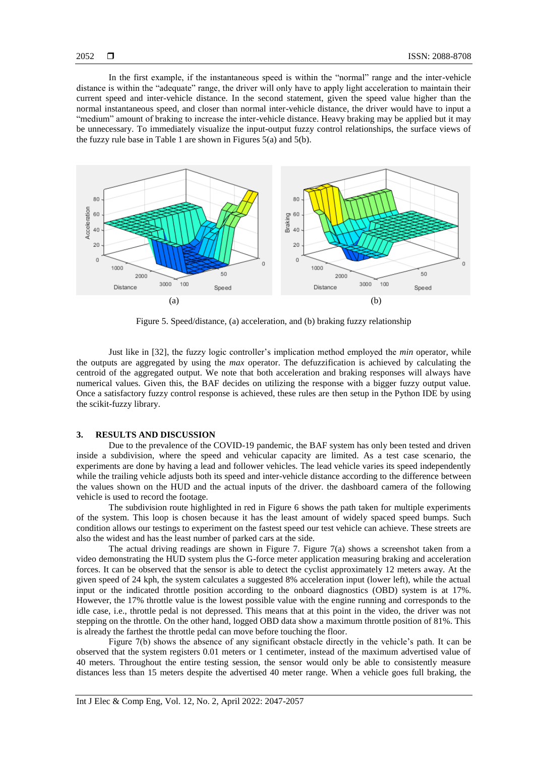In the first example, if the instantaneous speed is within the "normal" range and the inter-vehicle distance is within the "adequate" range, the driver will only have to apply light acceleration to maintain their current speed and inter-vehicle distance. In the second statement, given the speed value higher than the normal instantaneous speed, and closer than normal inter-vehicle distance, the driver would have to input a "medium" amount of braking to increase the inter-vehicle distance. Heavy braking may be applied but it may be unnecessary. To immediately visualize the input-output fuzzy control relationships, the surface views of the fuzzy rule base in Table 1 are shown in Figures 5(a) and 5(b).

Figure 5. Speed/distance, (a) acceleration, and (b) braking fuzzy relationship

Just like in [32], the fuzzy logic controller's implication method employed the *min* operator, while the outputs are aggregated by using the *max* operator. The defuzzification is achieved by calculating the centroid of the aggregated output. We note that both acceleration and braking responses will always have numerical values. Given this, the BAF decides on utilizing the response with a bigger fuzzy output value. Once a satisfactory fuzzy control response is achieved, these rules are then setup in the Python IDE by using the scikit-fuzzy library.

## 3. RESULTS AND DISCUSSION

Due to the prevalence of the COVID-19 pandemic, the BAF system has only been tested and driven inside a subdivision, where the speed and vehicular capacity are limited. As a test case scenario, the experiments are done by having a lead and follower vehicles. The lead vehicle varies its speed independently while the trailing vehicle adjusts both its speed and inter-vehicle distance according to the difference between the values shown on the HUD and the actual inputs of the driver. the dashboard camera of the following vehicle is used to record the footage.

The subdivision route highlighted in red in Figure 6 shows the path taken for multiple experiments of the system. This loop is chosen because it has the least amount of widely spaced speed bumps. Such condition allows our testings to experiment on the fastest speed our test vehicle can achieve. These streets are also the widest and has the least number of parked cars at the side.

The actual driving readings are shown in Figure 7. Figure 7(a) shows a screenshot taken from a video demonstrating the HUD system plus the G-force meter application measuring braking and acceleration forces. It can be observed that the sensor is able to detect the cyclist approximately 12 meters away. At the given speed of 24 kph, the system calculates a suggested 8% acceleration input (lower left), while the actual input or the indicated throttle position according to the onboard diagnostics (OBD) system is at 17%. However, the 17% throttle value is the lowest possible value with the engine running and corresponds to the idle case, i.e., throttle pedal is not depressed. This means that at this point in the video, the driver was not stepping on the throttle. On the other hand, logged OBD data show a maximum throttle position of 81%. This is already the farthest the throttle pedal can move before touching the floor.

Figure 7(b) shows the absence of any significant obstacle directly in the vehicle's path. It can be observed that the system registers 0.01 meters or 1 centimeter, instead of the maximum advertised value of 40 meters. Throughout the entire testing session, the sensor would only be able to consistently measure distances less than 15 meters despite the advertised 40 meter range. When a vehicle goes full braking, the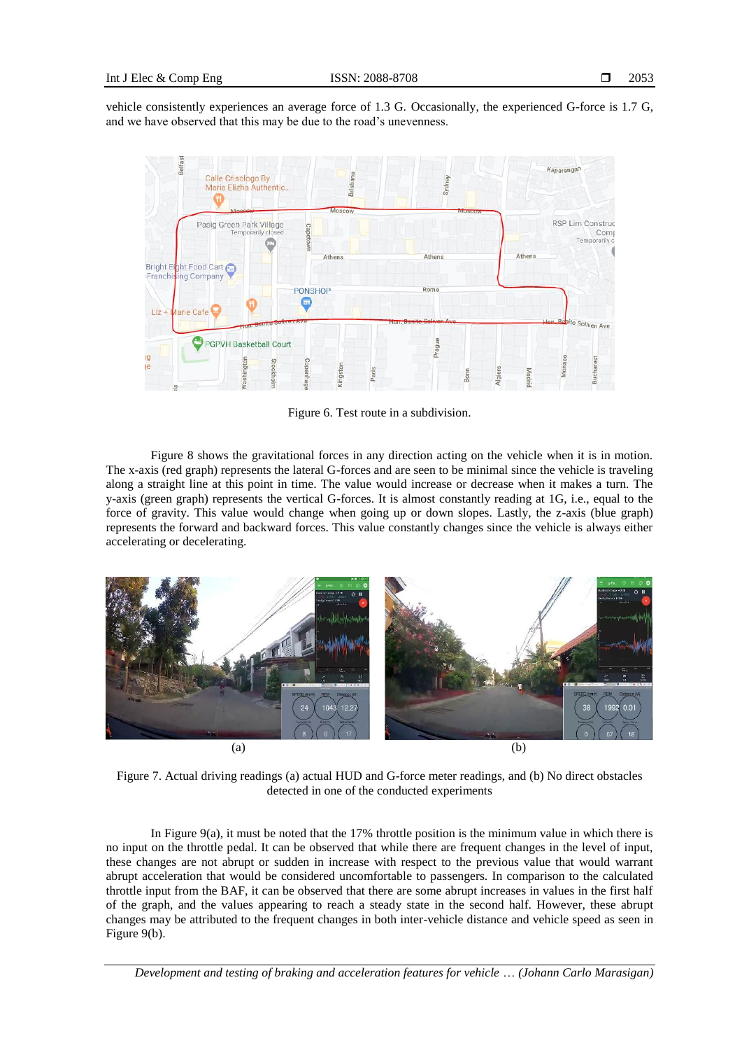vehicle consistently experiences an average force of 1.3 G. Occasionally, the experienced G-force is 1.7 G, and we have observed that this may be due to the road's unevenness.

Figure 6. Test route in a subdivision.

Figure 8 shows the gravitational forces in any direction acting on the vehicle when it is in motion. The x-axis (red graph) represents the lateral G-forces and are seen to be minimal since the vehicle is traveling along a straight line at this point in time. The value would increase or decrease when it makes a turn. The y-axis (green graph) represents the vertical G-forces. It is almost constantly reading at 1G, i.e., equal to the force of gravity. This value would change when going up or down slopes. Lastly, the z-axis (blue graph) represents the forward and backward forces. This value constantly changes since the vehicle is always either accelerating or decelerating.

(a) (b)

Figure 7. Actual driving readings (a) actual HUD and G-force meter readings, and (b) No direct obstacles detected in one of the conducted experiments

In Figure 9(a), it must be noted that the 17% throttle position is the minimum value in which there is no input on the throttle pedal. It can be observed that while there are frequent changes in the level of input, these changes are not abrupt or sudden in increase with respect to the previous value that would warrant abrupt acceleration that would be considered uncomfortable to passengers. In comparison to the calculated throttle input from the BAF, it can be observed that there are some abrupt increases in values in the first half of the graph, and the values appearing to reach a steady state in the second half. However, these abrupt changes may be attributed to the frequent changes in both inter-vehicle distance and vehicle speed as seen in Figure 9(b).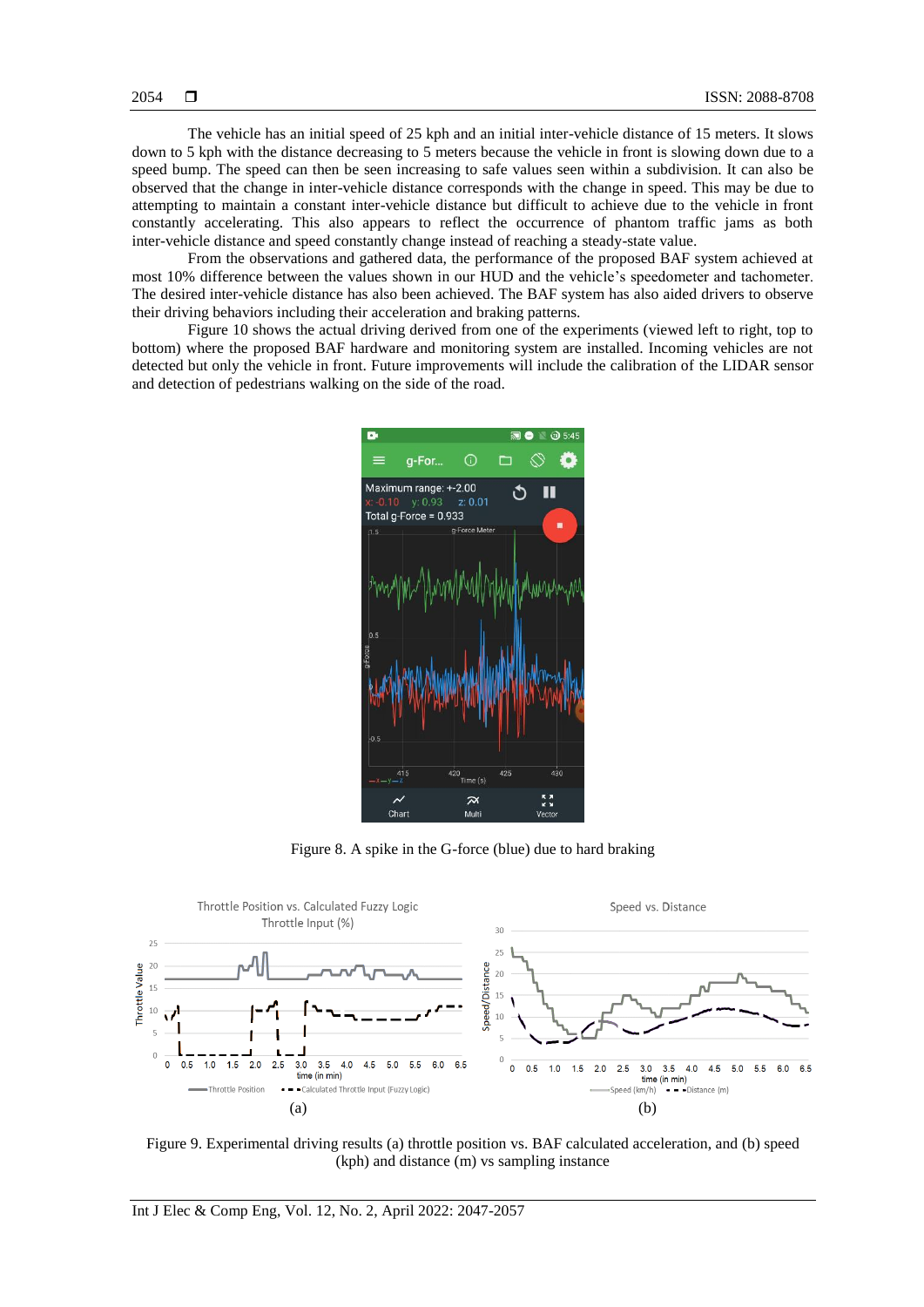The vehicle has an initial speed of 25 kph and an initial inter-vehicle distance of 15 meters. It slows down to 5 kph with the distance decreasing to 5 meters because the vehicle in front is slowing down due to a speed bump. The speed can then be seen increasing to safe values seen within a subdivision. It can also be observed that the change in inter-vehicle distance corresponds with the change in speed. This may be due to attempting to maintain a constant inter-vehicle distance but difficult to achieve due to the vehicle in front constantly accelerating. This also appears to reflect the occurrence of phantom traffic jams as both inter-vehicle distance and speed constantly change instead of reaching a steady-state value.

From the observations and gathered data, the performance of the proposed BAF system achieved at most 10% difference between the values shown in our HUD and the vehicle's speedometer and tachometer. The desired inter-vehicle distance has also been achieved. The BAF system has also aided drivers to observe their driving behaviors including their acceleration and braking patterns.

Figure 10 shows the actual driving derived from one of the experiments (viewed left to right, top to bottom) where the proposed BAF hardware and monitoring system are installed. Incoming vehicles are not detected but only the vehicle in front. Future improvements will include the calibration of the LIDAR sensor and detection of pedestrians walking on the side of the road.

Figure 8. A spike in the G-force (blue) due to hard braking

(a)

(b)

Figure 9. Experimental driving results (a) throttle position vs. BAF calculated acceleration, and (b) speed (kph) and distance (m) vs sampling instance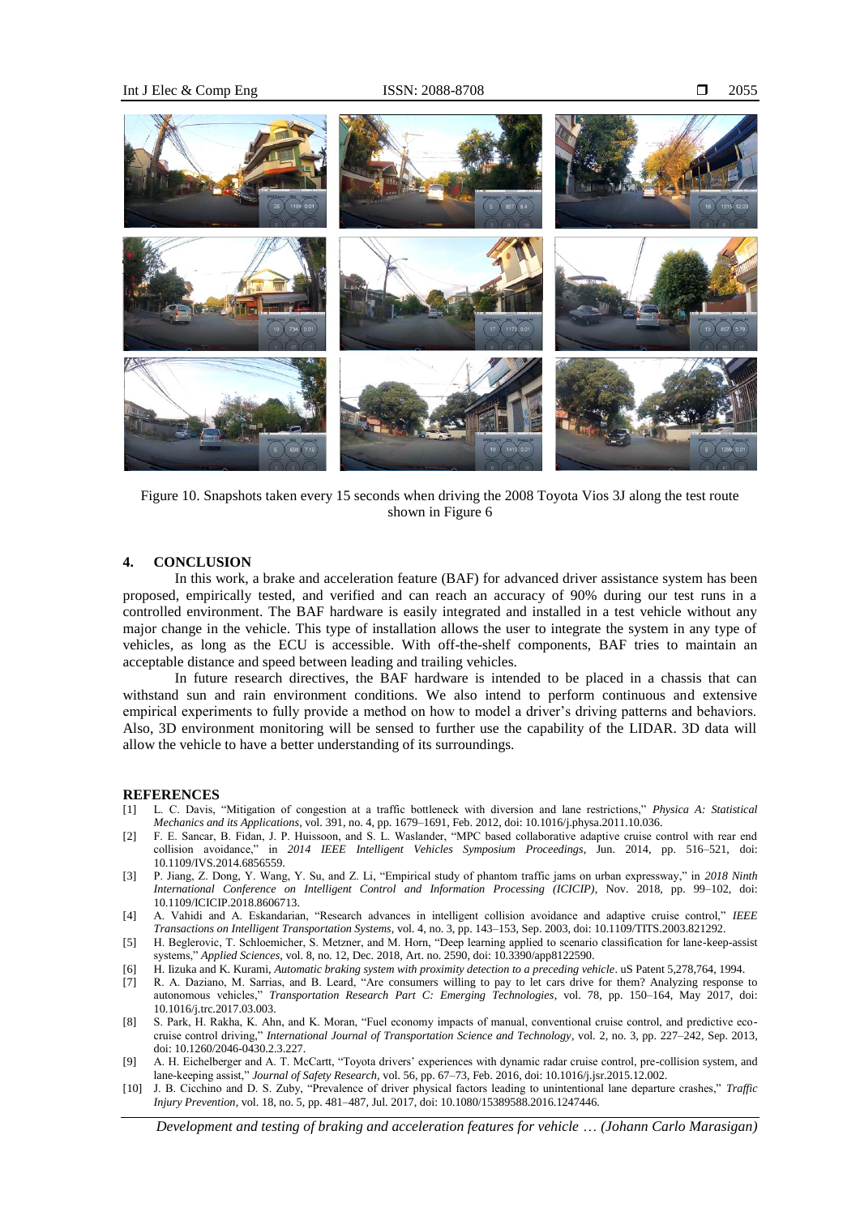Figure 10. Snapshots taken every 15 seconds when driving the 2008 Toyota Vios 3J along the test route shown in Figure 6

## 4. CONCLUSION

In this work, a brake and acceleration feature (BAF) for advanced driver assistance system has been proposed, empirically tested, and verified and can reach an accuracy of 90% during our test runs in a controlled environment. The BAF hardware is easily integrated and installed in a test vehicle without any major change in the vehicle. This type of installation allows the user to integrate the system in any type of vehicles, as long as the ECU is accessible. With off-the-shelf components, BAF tries to maintain an acceptable distance and speed between leading and trailing vehicles.

In future research directives, the BAF hardware is intended to be placed in a chassis that can withstand sun and rain environment conditions. We also intend to perform continuous and extensive empirical experiments to fully provide a method on how to model a driver's driving patterns and behaviors. Also, 3D environment monitoring will be sensed to further use the capability of the LIDAR. 3D data will allow the vehicle to have a better understanding of its surroundings.

## REFERENCES

[1] L. C. Davis, "Mitigation of congestion at a traffic bottleneck with diversion and lane restrictions," *Physica A: Statistical Mechanics and its Applications*, vol. 391, no. 4, pp. 1679–1691, Feb. 2012, doi: 10.1016/j.physa.2011.10.036.

[2] F. E. Sancar, B. Fidan, J. P. Huissoon, and S. L. Waslander, "MPC based collaborative adaptive cruise control with rear end collision avoidance," in *2014 IEEE Intelligent Vehicles Symposium Proceedings*, Jun. 2014, pp. 516–521, doi: 10.1109/IVS.2014.6856559.

[3] P. Jiang, Z. Dong, Y. Wang, Y. Su, and Z. Li, "Empirical study of phantom traffic jams on urban expressway," in *2018 Ninth International Conference on Intelligent Control and Information Processing (ICICIP)*, Nov. 2018, pp. 99–102, doi: 10.1109/ICICIP.2018.8606713.

[4] A. Vahidi and A. Eskandarian, "Research advances in intelligent collision avoidance and adaptive cruise control," *IEEE Transactions on Intelligent Transportation Systems*, vol. 4, no. 3, pp. 143–153, Sep. 2003, doi: 10.1109/TITS.2003.821292.

[5] H. Beglerovic, T. Schloemicher, S. Metzner, and M. Horn, "Deep learning applied to scenario classification for lane-keep-assist systems," *Applied Sciences*, vol. 8, no. 12, Dec. 2018, Art. no. 2590, doi: 10.3390/app8122590.

[6] H. Iizuka and K. Kurami, *Automatic braking system with proximity detection to a preceding vehicle*. uS Patent 5,278,764, 1994.

[7] R. A. Daziano, M. Sarrias, and B. Leard, "Are consumers willing to pay to let cars drive for them? Analyzing response to autonomous vehicles," *Transportation Research Part C: Emerging Technologies*, vol. 78, pp. 150–164, May 2017, doi: 10.1016/j.trc.2017.03.003.

[8] S. Park, H. Rakha, K. Ahn, and K. Moran, "Fuel economy impacts of manual, conventional cruise control, and predictive eco-cruise control driving," *International Journal of Transportation Science and Technology*, vol. 2, no. 3, pp. 227–242, Sep. 2013, doi: 10.1260/2046-0430.2.3.227.

[9] A. H. Eichelberger and A. T. McCartt, "Toyota drivers' experiences with dynamic radar cruise control, pre-collision system, and lane-keeping assist," *Journal of Safety Research*, vol. 56, pp. 67–73, Feb. 2016, doi: 10.1016/j.jsr.2015.12.002.

[10] J. B. Cicchino and D. S. Zuby, "Prevalence of driver physical factors leading to unintentional lane departure crashes," *Traffic Injury Prevention*, vol. 18, no. 5, pp. 481–487, Jul. 2017, doi: 10.1080/15389588.2016.1247446.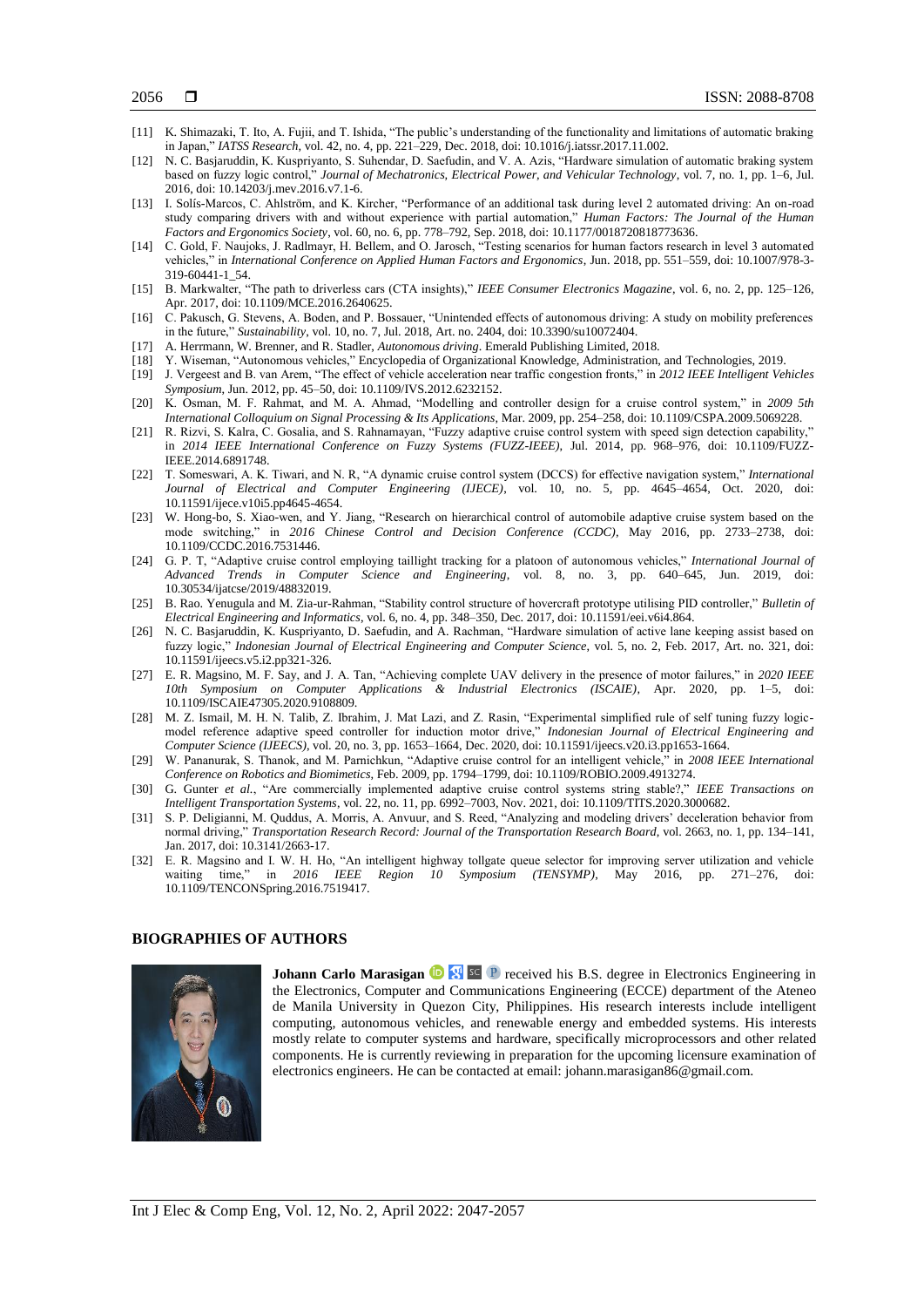[11] K. Shimazaki, T. Ito, A. Fujii, and T. Ishida, "The public's understanding of the functionality and limitations of automatic braking in Japan," *IATSS Research*, vol. 42, no. 4, pp. 221–229, Dec. 2018, doi: 10.1016/j.iatssr.2017.11.002.

[12] N. C. Basjaruddin, K. Kuspriyanto, S. Suhendar, D. Saefudin, and V. A. Azis, "Hardware simulation of automatic braking system based on fuzzy logic control," *Journal of Mechatronics, Electrical Power, and Vehicular Technology*, vol. 7, no. 1, pp. 1–6, Jul. 2016, doi: 10.14203/j.mev.2016.v7.1-6.

[13] I. Solís-Marcos, C. Ahlström, and K. Kircher, "Performance of an additional task during level 2 automated driving: An on-road study comparing drivers with and without experience with partial automation," *Human Factors: The Journal of the Human Factors and Ergonomics Society*, vol. 60, no. 6, pp. 778–792, Sep. 2018, doi: 10.1177/0018720818773636.

[14] C. Gold, F. Naujoks, J. Radlmayr, H. Bellem, and O. Jarosch, "Testing scenarios for human factors research in level 3 automated vehicles," in *International Conference on Applied Human Factors and Ergonomics*, Jun. 2018, pp. 551–559, doi: 10.1007/978-3-319-60441-1_54.

[15] B. Markwalter, "The path to driverless cars (CTA insights)," *IEEE Consumer Electronics Magazine*, vol. 6, no. 2, pp. 125–126, Apr. 2017, doi: 10.1109/MCE.2016.2640625.

[16] C. Pakusch, G. Stevens, A. Boden, and P. Bossauer, "Unintended effects of autonomous driving: A study on mobility preferences in the future," *Sustainability*, vol. 10, no. 7, Jul. 2018, Art. no. 2404, doi: 10.3390/su10072404.

[17] A. Herrmann, W. Brenner, and R. Stadler, *Autonomous driving*. Emerald Publishing Limited, 2018.

[18] Y. Wiseman, "Autonomous vehicles," Encyclopedia of Organizational Knowledge, Administration, and Technologies, 2019.

[19] J. Vergeest and B. van Arem, "The effect of vehicle acceleration near traffic congestion fronts," in *2012 IEEE Intelligent Vehicles Symposium*, Jun. 2012, pp. 45–50, doi: 10.1109/IVS.2012.6232152.

[20] K. Osman, M. F. Rahmat, and M. A. Ahmad, "Modelling and controller design for a cruise control system," in *2009 5th International Colloquium on Signal Processing & Its Applications*, Mar. 2009, pp. 254–258, doi: 10.1109/CSPA.2009.5069228.

[21] R. Rizvi, S. Kalra, C. Gosalia, and S. Rahnamayan, "Fuzzy adaptive cruise control system with speed sign detection capability," in *2014 IEEE International Conference on Fuzzy Systems (FUZZ-IEEE)*, Jul. 2014, pp. 968–976, doi: 10.1109/FUZZ-IEEE.2014.6891748.

[22] T. Someswari, A. K. Tiwari, and N. R, "A dynamic cruise control system (DCCS) for effective navigation system," *International Journal of Electrical and Computer Engineering (IJECE)*, vol. 10, no. 5, pp. 4645–4654, Oct. 2020, doi: 10.11591/ijece.v10i5.pp4645-4654.

[23] W. Hong-bo, S. Xiao-wen, and Y. Jiang, "Research on hierarchical control of automobile adaptive cruise system based on the mode switching," in *2016 Chinese Control and Decision Conference (CCDC)*, May 2016, pp. 2733–2738, doi: 10.1109/CCDC.2016.7531446.

[24] G. P. T, "Adaptive cruise control employing taillight tracking for a platoon of autonomous vehicles," *International Journal of Advanced Trends in Computer Science and Engineering*, vol. 8, no. 3, pp. 640–645, Jun. 2019, doi: 10.30534/ijatcse/2019/48832019.

[25] B. Rao. Yenugula and M. Zia-ur-Rahman, "Stability control structure of hovercraft prototype utilising PID controller," *Bulletin of Electrical Engineering and Informatics*, vol. 6, no. 4, pp. 348–350, Dec. 2017, doi: 10.11591/eei.v6i4.864.

[26] N. C. Basjaruddin, K. Kuspriyanto, D. Saefudin, and A. Rachman, "Hardware simulation of active lane keeping assist based on fuzzy logic," *Indonesian Journal of Electrical Engineering and Computer Science*, vol. 5, no. 2, Feb. 2017, Art. no. 321, doi: 10.11591/ijeecs.v5.i2.pp321-326.

[27] E. R. Magsino, M. F. Say, and J. A. Tan, "Achieving complete UAV delivery in the presence of motor failures," in *2020 IEEE 10th Symposium on Computer Applications & Industrial Electronics (ISCAIE)*, Apr. 2020, pp. 1–5, doi: 10.1109/ISCAIE47305.2020.9108809.

[28] M. Z. Ismail, M. H. N. Talib, Z. Ibrahim, J. Mat Lazi, and Z. Rasin, "Experimental simplified rule of self tuning fuzzy logic-model reference adaptive speed controller for induction motor drive," *Indonesian Journal of Electrical Engineering and Computer Science (IJEECS)*, vol. 20, no. 3, pp. 1653–1664, Dec. 2020, doi: 10.11591/ijeecs.v20.i3.pp1653-1664.

[29] W. Pananurak, S. Thanok, and M. Parnichkun, "Adaptive cruise control for an intelligent vehicle," in *2008 IEEE International Conference on Robotics and Biomimetics*, Feb. 2009, pp. 1794–1799, doi: 10.1109/ROBIO.2009.4913274.

[30] G. Gunter *et al.*, "Are commercially implemented adaptive cruise control systems string stable?," *IEEE Transactions on Intelligent Transportation Systems*, vol. 22, no. 11, pp. 6992–7003, Nov. 2021, doi: 10.1109/TITS.2020.3000682.

[31] S. P. Deligianni, M. Quddus, A. Morris, A. Anvuur, and S. Reed, "Analyzing and modeling drivers' deceleration behavior from normal driving," *Transportation Research Record: Journal of the Transportation Research Board*, vol. 2663, no. 1, pp. 134–141, Jan. 2017, doi: 10.3141/2663-17.

[32] E. R. Magsino and I. W. H. Ho, "An intelligent highway tollgate queue selector for improving server utilization and vehicle waiting time," in *2016 IEEE Region 10 Symposium (TENSYMP)*, May 2016, pp. 271–276, doi: 10.1109/TENCONSpring.2016.7519417.

## BIOGRAPHIES OF AUTHORS

**Johann Carlo Marasigan** received his B.S. degree in Electronics Engineering in the Electronics, Computer and Communications Engineering (ECCE) department of the Ateneo de Manila University in Quezon City, Philippines. His research interests include intelligent computing, autonomous vehicles, and renewable energy and embedded systems. His interests mostly relate to computer systems and hardware, specifically microprocessors and other related components. He is currently reviewing in preparation for the upcoming licensure examination of electronics engineers. He can be contacted at email: johann.marasigan86@gmail.com.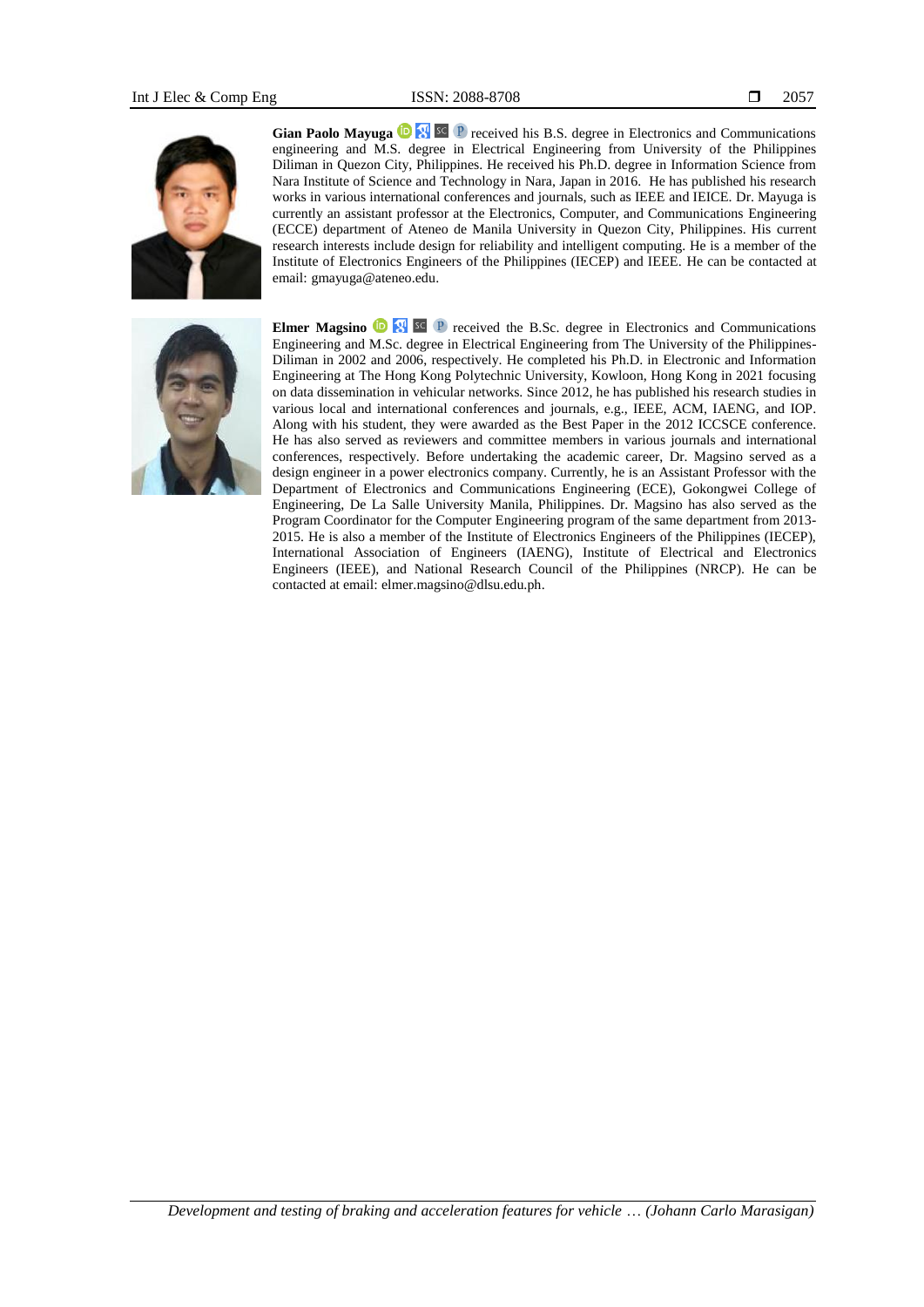**Gian Paolo Mayuga** received his B.S. degree in Electronics and Communications engineering and M.S. degree in Electrical Engineering from University of the Philippines Diliman in Quezon City, Philippines. He received his Ph.D. degree in Information Science from Nara Institute of Science and Technology in Nara, Japan in 2016. He has published his research works in various international conferences and journals, such as IEEE and IEICE. Dr. Mayuga is currently an assistant professor at the Electronics, Computer, and Communications Engineering (ECCE) department of Ateneo de Manila University in Quezon City, Philippines. His current research interests include design for reliability and intelligent computing. He is a member of the Institute of Electronics Engineers of the Philippines (IECEP) and IEEE. He can be contacted at email: gmayuga@ateneo.edu.

**Elmer Magsino** received the B.Sc. degree in Electronics and Communications Engineering and M.Sc. degree in Electrical Engineering from The University of the Philippines-Diliman in 2002 and 2006, respectively. He completed his Ph.D. in Electronic and Information Engineering at The Hong Kong Polytechnic University, Kowloon, Hong Kong in 2021 focusing on data dissemination in vehicular networks. Since 2012, he has published his research studies in various local and international conferences and journals, e.g., IEEE, ACM, IAENG, and IOP. Along with his student, they were awarded as the Best Paper in the 2012 ICCSCE conference. He has also served as reviewers and committee members in various journals and international conferences, respectively. Before undertaking the academic career, Dr. Magsino served as a design engineer in a power electronics company. Currently, he is an Assistant Professor with the Department of Electronics and Communications Engineering (ECE), Gokongwei College of Engineering, De La Salle University Manila, Philippines. Dr. Magsino has also served as the Program Coordinator for the Computer Engineering program of the same department from 2013-2015. He is also a member of the Institute of Electronics Engineers of the Philippines (IECEP), International Association of Engineers (IAENG), Institute of Electrical and Electronics Engineers (IEEE), and National Research Council of the Philippines (NRCP). He can be contacted at email: elmer.magsino@dlsu.edu.ph.